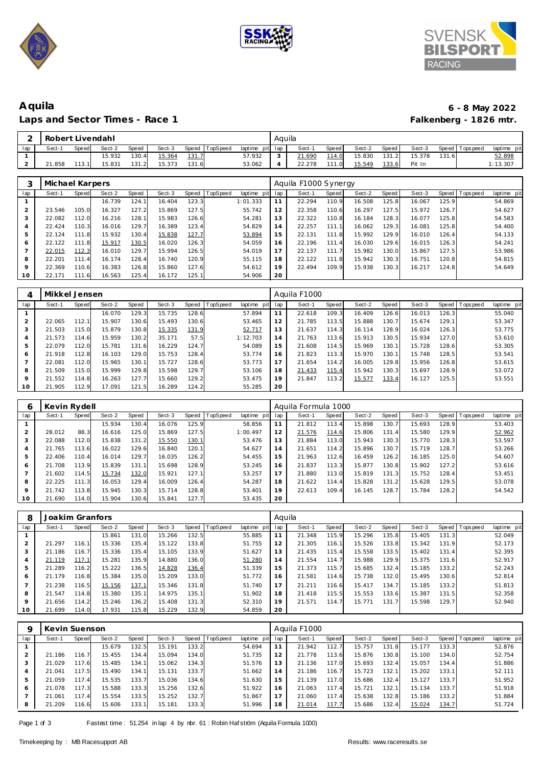# Aquila

## Laps and Sector Times - Race 1

**6 - 8 May 2022**

**Falkenberg - 1826 mtr.**

| 2 | Robert Livendahl | | | | | | | | Aquila | | | | | | | | |
|---|---|---|---|---|---|---|---|---|---|---|---|---|---|---|---|---|---|
| lap | Sect-1 | Speed | Sect-2 | Speed | Sect-3 | Speed | TopSpeed | laptime pit | lap | Sect-1 | Speed | Sect-2 | Speed | Sect-3 | Speed | Topspeed | laptime pit |
| 1 | | | 15.932 | 130.4 | 15.364 | 131.7 | | 57.932 | 3 | 21.690 | 114.0 | 15.830 | 131.2 | 15.378 | 131.6 | | 52.898 |
| 2 | 21.858 | 113.1 | 15.831 | 131.2 | 15.373 | 131.6 | | 53.062 | 4 | 22.278 | 111.0 | 15.549 | 133.6 | Pit In | | | 1:13.307 |

| 3 | Michael Karpers | | | | | | | | Aquila F1000 Synergy | | | | | | | | |
|---|---|---|---|---|---|---|---|---|---|---|---|---|---|---|---|---|---|
| lap | Sect-1 | Speed | Sect-2 | Speed | Sect-3 | Speed | TopSpeed | laptime pit | lap | Sect-1 | Speed | Sect-2 | Speed | Sect-3 | Speed | Topspeed | laptime pit |
| 1 | | | 16.739 | 124.1 | 16.404 | 123.3 | | 1:01.333 | 11 | 22.294 | 110.9 | 16.508 | 125.8 | 16.067 | 125.9 | | 54.869 |
| 2 | 23.546 | 105.0 | 16.327 | 127.2 | 15.869 | 127.5 | | 55.742 | 12 | 22.358 | 110.6 | 16.297 | 127.5 | 15.972 | 126.7 | | 54.627 |
| 3 | 22.082 | 112.0 | 16.216 | 128.1 | 15.983 | 126.6 | | 54.281 | 13 | 22.322 | 110.8 | 16.184 | 128.3 | 16.077 | 125.8 | | 54.583 |
| 4 | 22.424 | 110.3 | 16.016 | 129.7 | 16.389 | 123.4 | | 54.829 | 14 | 22.257 | 111.1 | 16.062 | 129.3 | 16.081 | 125.8 | | 54.400 |
| 5 | 22.124 | 111.8 | 15.932 | 130.4 | 15.838 | 127.7 | | 53.894 | 15 | 22.131 | 111.8 | 15.992 | 129.9 | 16.010 | 126.4 | | 54.133 |
| 6 | 22.122 | 111.8 | 15.917 | 130.5 | 16.020 | 126.3 | | 54.059 | 16 | 22.196 | 111.4 | 16.030 | 129.6 | 16.015 | 126.3 | | 54.241 |
| 7 | 22.015 | 112.3 | 16.010 | 129.7 | 15.994 | 126.5 | | 54.019 | 17 | 22.137 | 111.7 | 15.982 | 130.0 | 15.867 | 127.5 | | 53.986 |
| 8 | 22.201 | 111.4 | 16.174 | 128.4 | 16.740 | 120.9 | | 55.115 | 18 | 22.122 | 111.8 | 15.942 | 130.3 | 16.751 | 120.8 | | 54.815 |
| 9 | 22.369 | 110.6 | 16.383 | 126.8 | 15.860 | 127.6 | | 54.612 | 19 | 22.494 | 109.9 | 15.938 | 130.3 | 16.217 | 124.8 | | 54.649 |
| 10 | 22.171 | 111.6 | 16.563 | 125.4 | 16.172 | 125.1 | | 54.906 | 20 | | | | | | | | |

| 4 | Mikkel Jensen | | | | | | | | Aquila F1000 | | | | | | | | |
|---|---|---|---|---|---|---|---|---|---|---|---|---|---|---|---|---|---|
| lap | Sect-1 | Speed | Sect-2 | Speed | Sect-3 | Speed | TopSpeed | laptime pit | lap | Sect-1 | Speed | Sect-2 | Speed | Sect-3 | Speed | Topspeed | laptime pit |
| 1 | | | 16.070 | 129.3 | 15.735 | 128.6 | | 57.894 | 11 | 22.618 | 109.3 | 16.409 | 126.6 | 16.013 | 126.3 | | 55.040 |
| 2 | 22.065 | 112.1 | 15.907 | 130.6 | 15.493 | 130.6 | | 53.465 | 12 | 21.785 | 113.5 | 15.888 | 130.7 | 15.674 | 129.1 | | 53.347 |
| 3 | 21.503 | 115.0 | 15.879 | 130.8 | 15.335 | 131.9 | | 52.717 | 13 | 21.637 | 114.3 | 16.114 | 128.9 | 16.024 | 126.3 | | 53.775 |
| 4 | 21.573 | 114.6 | 15.959 | 130.2 | 35.171 | 57.5 | | 1:12.703 | 14 | 21.763 | 113.6 | 15.913 | 130.5 | 15.934 | 127.0 | | 53.610 |
| 5 | 22.079 | 112.0 | 15.781 | 131.6 | 16.229 | 124.7 | | 54.089 | 15 | 21.608 | 114.5 | 15.969 | 130.1 | 15.728 | 128.6 | | 53.305 |
| 6 | 21.918 | 112.8 | 16.103 | 129.0 | 15.753 | 128.4 | | 53.774 | 16 | 21.823 | 113.3 | 15.970 | 130.1 | 15.748 | 128.5 | | 53.541 |
| 7 | 22.081 | 112.0 | 15.965 | 130.1 | 15.727 | 128.6 | | 53.773 | 17 | 21.654 | 114.2 | 16.005 | 129.8 | 15.956 | 126.8 | | 53.615 |
| 8 | 21.509 | 115.0 | 15.999 | 129.8 | 15.598 | 129.7 | | 53.106 | 18 | 21.433 | 115.4 | 15.942 | 130.3 | 15.697 | 128.9 | | 53.072 |
| 9 | 21.552 | 114.8 | 16.263 | 127.7 | 15.660 | 129.2 | | 53.475 | 19 | 21.847 | 113.2 | 15.577 | 133.4 | 16.127 | 125.5 | | 53.551 |
| 10 | 21.905 | 112.9 | 17.091 | 121.5 | 16.289 | 124.2 | | 55.285 | 20 | | | | | | | | |

| 6 | Kevin Rydell | | | | | | | | Aquila Formula 1000 | | | | | | | | |
|---|---|---|---|---|---|---|---|---|---|---|---|---|---|---|---|---|---|
| lap | Sect-1 | Speed | Sect-2 | Speed | Sect-3 | Speed | TopSpeed | laptime pit | lap | Sect-1 | Speed | Sect-2 | Speed | Sect-3 | Speed | Topspeed | laptime pit |
| 1 | | | 15.934 | 130.4 | 16.076 | 125.9 | | 58.856 | 11 | 21.812 | 113.4 | 15.898 | 130.7 | 15.693 | 128.9 | | 53.403 |
| 2 | 28.012 | 88.3 | 16.616 | 125.0 | 15.869 | 127.5 | | 1:00.497 | 12 | 21.576 | 114.6 | 15.806 | 131.4 | 15.580 | 129.9 | | 52.962 |
| 3 | 22.088 | 112.0 | 15.838 | 131.2 | 15.550 | 130.1 | | 53.476 | 13 | 21.884 | 113.0 | 15.943 | 130.3 | 15.770 | 128.3 | | 53.597 |
| 4 | 21.765 | 113.6 | 16.022 | 129.6 | 16.840 | 120.1 | | 54.627 | 14 | 21.651 | 114.2 | 15.896 | 130.7 | 15.719 | 128.7 | | 53.266 |
| 5 | 22.406 | 110.4 | 16.014 | 129.7 | 16.035 | 126.2 | | 54.455 | 15 | 21.963 | 112.6 | 16.459 | 126.2 | 16.185 | 125.0 | | 54.607 |
| 6 | 21.708 | 113.9 | 15.839 | 131.1 | 15.698 | 128.9 | | 53.245 | 16 | 21.837 | 113.3 | 15.877 | 130.8 | 15.902 | 127.2 | | 53.616 |
| 7 | 21.602 | 114.5 | 15.734 | 132.0 | 15.921 | 127.1 | | 53.257 | 17 | 21.880 | 113.0 | 15.819 | 131.3 | 15.752 | 128.4 | | 53.451 |
| 8 | 22.225 | 111.3 | 16.053 | 129.4 | 16.009 | 126.4 | | 54.287 | 18 | 21.622 | 114.4 | 15.828 | 131.2 | 15.628 | 129.5 | | 53.078 |
| 9 | 21.742 | 113.8 | 15.945 | 130.3 | 15.714 | 128.8 | | 53.401 | 19 | 22.613 | 109.4 | 16.145 | 128.7 | 15.784 | 128.2 | | 54.542 |
| 10 | 21.690 | 114.0 | 15.904 | 130.6 | 15.841 | 127.7 | | 53.435 | 20 | | | | | | | | |

| 8 | Joakim Granfors | | | | | | | | Aquila | | | | | | | | |
|---|---|---|---|---|---|---|---|---|---|---|---|---|---|---|---|---|---|
| lap | Sect-1 | Speed | Sect-2 | Speed | Sect-3 | Speed | TopSpeed | laptime pit | lap | Sect-1 | Speed | Sect-2 | Speed | Sect-3 | Speed | Topspeed | laptime pit |
| 1 | | | 15.861 | 131.0 | 15.266 | 132.5 | | 55.885 | 11 | 21.348 | 115.9 | 15.296 | 135.8 | 15.405 | 131.3 | | 52.049 |
| 2 | 21.297 | 116.1 | 15.336 | 135.4 | 15.122 | 133.8 | | 51.755 | 12 | 21.305 | 116.1 | 15.526 | 133.8 | 15.342 | 131.9 | | 52.173 |
| 3 | 21.186 | 116.7 | 15.336 | 135.4 | 15.105 | 133.9 | | 51.627 | 13 | 21.435 | 115.4 | 15.558 | 133.5 | 15.402 | 131.4 | | 52.395 |
| 4 | 21.119 | 117.1 | 15.281 | 135.9 | 14.880 | 136.0 | | 51.280 | 14 | 21.554 | 114.7 | 15.988 | 129.9 | 15.375 | 131.6 | | 52.917 |
| 5 | 21.289 | 116.2 | 15.222 | 136.5 | 14.828 | 136.4 | | 51.339 | 15 | 21.373 | 115.7 | 15.685 | 132.4 | 15.185 | 133.2 | | 52.243 |
| 6 | 21.179 | 116.8 | 15.384 | 135.0 | 15.209 | 133.0 | | 51.772 | 16 | 21.581 | 114.6 | 15.738 | 132.0 | 15.495 | 130.6 | | 52.814 |
| 7 | 21.238 | 116.5 | 15.156 | 137.1 | 15.346 | 131.8 | | 51.740 | 17 | 21.211 | 116.6 | 15.417 | 134.7 | 15.185 | 133.2 | | 51.813 |
| 8 | 21.547 | 114.8 | 15.380 | 135.1 | 14.975 | 135.1 | | 51.902 | 18 | 21.418 | 115.5 | 15.553 | 133.6 | 15.387 | 131.5 | | 52.358 |
| 9 | 21.656 | 114.2 | 15.246 | 136.2 | 15.408 | 131.3 | | 52.310 | 19 | 21.571 | 114.7 | 15.771 | 131.7 | 15.598 | 129.7 | | 52.940 |
| 10 | 21.699 | 114.0 | 17.931 | 115.8 | 15.229 | 132.9 | | 54.859 | 20 | | | | | | | | |

| 9 | Kevin Suenson | | | | | | | | Aquila F1000 | | | | | | | | |
|---|---|---|---|---|---|---|---|---|---|---|---|---|---|---|---|---|---|
| lap | Sect-1 | Speed | Sect-2 | Speed | Sect-3 | Speed | TopSpeed | laptime pit | lap | Sect-1 | Speed | Sect-2 | Speed | Sect-3 | Speed | Topspeed | laptime pit |
| 1 | | | 15.679 | 132.5 | 15.191 | 133.2 | | 54.694 | 11 | 21.942 | 112.7 | 15.757 | 131.8 | 15.177 | 133.3 | | 52.876 |
| 2 | 21.186 | 116.7 | 15.455 | 134.4 | 15.094 | 134.0 | | 51.735 | 12 | 21.778 | 113.6 | 15.876 | 130.8 | 15.100 | 134.0 | | 52.754 |
| 3 | 21.029 | 117.6 | 15.485 | 134.1 | 15.062 | 134.3 | | 51.576 | 13 | 21.136 | 117.0 | 15.693 | 132.4 | 15.057 | 134.4 | | 51.886 |
| 4 | 21.041 | 117.5 | 15.490 | 134.1 | 15.131 | 133.7 | | 51.662 | 14 | 21.186 | 116.7 | 15.723 | 132.1 | 15.202 | 133.1 | | 52.111 |
| 5 | 21.059 | 117.4 | 15.535 | 133.7 | 15.036 | 134.6 | | 51.630 | 15 | 21.139 | 117.0 | 15.686 | 132.4 | 15.127 | 133.7 | | 51.952 |
| 6 | 21.078 | 117.3 | 15.588 | 133.3 | 15.256 | 132.6 | | 51.922 | 16 | 21.063 | 117.4 | 15.721 | 132.1 | 15.134 | 133.7 | | 51.918 |
| 7 | 21.061 | 117.4 | 15.554 | 133.5 | 15.252 | 132.7 | | 51.867 | 17 | 21.060 | 117.4 | 15.638 | 132.8 | 15.186 | 133.2 | | 51.884 |
| 8 | 21.209 | 116.6 | 15.606 | 133.1 | 15.181 | 133.3 | | 51.996 | 18 | 21.014 | 117.7 | 15.686 | 132.4 | 15.024 | 134.7 | | 51.724 |

Fastest time : 51.254 in lap 4 by nbr. 61 : Robin Hafström (Aquila Formula 1000)

Timekeeping by : MB Racesupport AB

Results: www.raceresults.se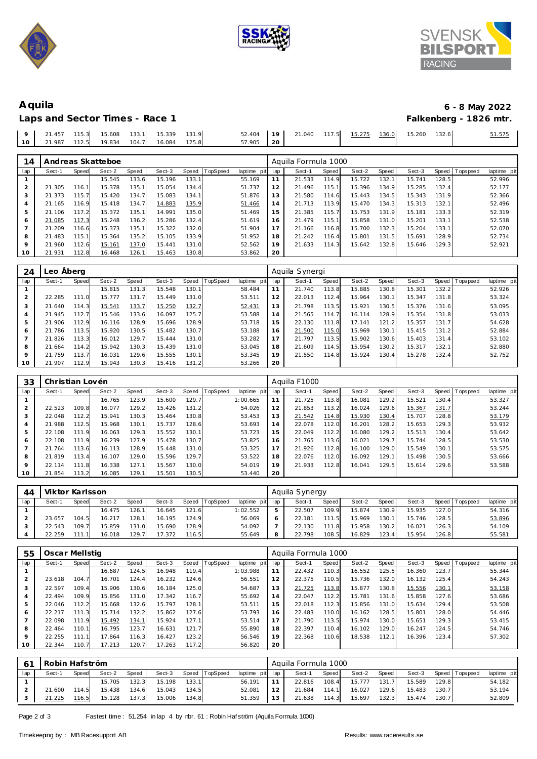# Aquila

## Laps and Sector Times - Race 1

**6 - 8 May 2022**

**Falkenberg - 1826 mtr.**

| | | | | | | | | | | | | | | | | | | | | |
|---|---|---|---|---|---|---|---|---|---|---|---|---|---|---|---|---|---|---|---|---|
| 9 | 21.457 | 115.3 | 15.608 | 133.1 | 15.339 | 131.9 | | 52.404 | 19 | 21.040 | 117.5 | 15.275 | 136.0 | 15.260 | 132.6 | | 51.575 |
| 10 | 21.987 | 112.5 | 19.834 | 104.7 | 16.084 | 125.8 | | 57.905 | 20 | | | | | | | | |

### 14 Andreas Skatteboe — Aquila Formula 1000

| lap | Sect-1 | Speed | Sect-2 | Speed | Sect-3 | Speed | TopSpeed | laptime pit | lap | Sect-1 | Speed | Sect-2 | Speed | Sect-3 | Speed | Topspeed | laptime pit |
|---|---|---|---|---|---|---|---|---|---|---|---|---|---|---|---|---|---|
| 1 | | | 15.545 | 133.6 | 15.196 | 133.1 | | 55.169 | 11 | 21.533 | 114.9 | 15.722 | 132.1 | 15.741 | 128.5 | | 52.996 |
| 2 | 21.305 | 116.1 | 15.378 | 135.1 | 15.054 | 134.4 | | 51.737 | 12 | 21.496 | 115.1 | 15.396 | 134.9 | 15.285 | 132.4 | | 52.177 |
| 3 | 21.373 | 115.7 | 15.420 | 134.7 | 15.083 | 134.1 | | 51.876 | 13 | 21.580 | 114.6 | 15.443 | 134.5 | 15.343 | 131.9 | | 52.366 |
| 4 | 21.165 | 116.9 | 15.418 | 134.7 | 14.883 | 135.9 | | 51.466 | 14 | 21.713 | 113.9 | 15.470 | 134.3 | 15.313 | 132.1 | | 52.496 |
| 5 | 21.106 | 117.2 | 15.372 | 135.1 | 14.991 | 135.0 | | 51.469 | 15 | 21.385 | 115.7 | 15.753 | 131.9 | 15.181 | 133.3 | | 52.319 |
| 6 | 21.085 | 117.3 | 15.248 | 136.2 | 15.286 | 132.4 | | 51.619 | 16 | 21.479 | 115.1 | 15.858 | 131.0 | 15.201 | 133.1 | | 52.538 |
| 7 | 21.209 | 116.6 | 15.373 | 135.1 | 15.322 | 132.0 | | 51.904 | 17 | 21.166 | 116.8 | 15.700 | 132.3 | 15.204 | 133.1 | | 52.070 |
| 8 | 21.483 | 115.1 | 15.364 | 135.2 | 15.105 | 133.9 | | 51.952 | 18 | 21.242 | 116.4 | 15.801 | 131.5 | 15.691 | 128.9 | | 52.734 |
| 9 | 21.960 | 112.6 | 15.161 | 137.0 | 15.441 | 131.0 | | 52.562 | 19 | 21.633 | 114.3 | 15.642 | 132.8 | 15.646 | 129.3 | | 52.921 |
| 10 | 21.931 | 112.8 | 16.468 | 126.1 | 15.463 | 130.8 | | 53.862 | 20 | | | | | | | | |

### 24 Leo Åberg — Aquila Synergi

| lap | Sect-1 | Speed | Sect-2 | Speed | Sect-3 | Speed | TopSpeed | laptime pit | lap | Sect-1 | Speed | Sect-2 | Speed | Sect-3 | Speed | Topspeed | laptime pit |
|---|---|---|---|---|---|---|---|---|---|---|---|---|---|---|---|---|---|
| 1 | | | 15.815 | 131.3 | 15.548 | 130.1 | | 58.484 | 11 | 21.740 | 113.8 | 15.885 | 130.8 | 15.301 | 132.2 | | 52.926 |
| 2 | 22.285 | 111.0 | 15.777 | 131.7 | 15.449 | 131.0 | | 53.511 | 12 | 22.013 | 112.4 | 15.964 | 130.1 | 15.347 | 131.8 | | 53.324 |
| 3 | 21.640 | 114.3 | 15.541 | 133.7 | 15.250 | 132.7 | | 52.431 | 13 | 21.798 | 113.5 | 15.921 | 130.5 | 15.376 | 131.6 | | 53.095 |
| 4 | 21.945 | 112.7 | 15.546 | 133.6 | 16.097 | 125.7 | | 53.588 | 14 | 21.565 | 114.7 | 16.114 | 128.9 | 15.354 | 131.8 | | 53.033 |
| 5 | 21.906 | 112.9 | 16.116 | 128.9 | 15.696 | 128.9 | | 53.718 | 15 | 22.130 | 111.8 | 17.141 | 121.2 | 15.357 | 131.7 | | 54.628 |
| 6 | 21.786 | 113.5 | 15.920 | 130.5 | 15.482 | 130.7 | | 53.188 | 16 | 21.500 | 115.0 | 15.969 | 130.1 | 15.415 | 131.2 | | 52.884 |
| 7 | 21.826 | 113.3 | 16.012 | 129.7 | 15.444 | 131.0 | | 53.282 | 17 | 21.797 | 113.5 | 15.902 | 130.6 | 15.403 | 131.4 | | 53.102 |
| 8 | 21.664 | 114.2 | 15.942 | 130.3 | 15.439 | 131.0 | | 53.045 | 18 | 21.609 | 114.5 | 15.954 | 130.2 | 15.317 | 132.1 | | 52.880 |
| 9 | 21.759 | 113.7 | 16.031 | 129.6 | 15.555 | 130.1 | | 53.345 | 19 | 21.550 | 114.8 | 15.924 | 130.4 | 15.278 | 132.4 | | 52.752 |
| 10 | 21.907 | 112.9 | 15.943 | 130.3 | 15.416 | 131.2 | | 53.266 | 20 | | | | | | | | |

### 33 Christian Lovén — Aquila F1000

| lap | Sect-1 | Speed | Sect-2 | Speed | Sect-3 | Speed | TopSpeed | laptime pit | lap | Sect-1 | Speed | Sect-2 | Speed | Sect-3 | Speed | Topspeed | laptime pit |
|---|---|---|---|---|---|---|---|---|---|---|---|---|---|---|---|---|---|
| 1 | | | 16.765 | 123.9 | 15.600 | 129.7 | | 1:00.665 | 11 | 21.725 | 113.8 | 16.081 | 129.2 | 15.521 | 130.4 | | 53.327 |
| 2 | 22.523 | 109.8 | 16.077 | 129.2 | 15.426 | 131.2 | | 54.026 | 12 | 21.853 | 113.2 | 16.024 | 129.6 | 15.367 | 131.7 | | 53.244 |
| 3 | 22.048 | 112.2 | 15.941 | 130.3 | 15.464 | 130.8 | | 53.453 | 13 | 21.542 | 114.8 | 15.930 | 130.4 | 15.707 | 128.8 | | 53.179 |
| 4 | 21.988 | 112.5 | 15.968 | 130.1 | 15.737 | 128.6 | | 53.693 | 14 | 22.078 | 112.0 | 16.201 | 128.2 | 15.653 | 129.3 | | 53.932 |
| 5 | 22.108 | 111.9 | 16.063 | 129.3 | 15.552 | 130.1 | | 53.723 | 15 | 22.049 | 112.2 | 16.080 | 129.2 | 15.513 | 130.4 | | 53.642 |
| 6 | 22.108 | 111.9 | 16.239 | 127.9 | 15.478 | 130.7 | | 53.825 | 16 | 21.765 | 113.6 | 16.021 | 129.7 | 15.744 | 128.5 | | 53.530 |
| 7 | 21.764 | 113.6 | 16.113 | 128.9 | 15.448 | 131.0 | | 53.325 | 17 | 21.926 | 112.8 | 16.100 | 129.0 | 15.549 | 130.1 | | 53.575 |
| 8 | 21.819 | 113.4 | 16.107 | 129.0 | 15.596 | 129.7 | | 53.522 | 18 | 22.076 | 112.0 | 16.092 | 129.1 | 15.498 | 130.5 | | 53.666 |
| 9 | 22.114 | 111.8 | 16.338 | 127.1 | 15.567 | 130.0 | | 54.019 | 19 | 21.933 | 112.8 | 16.041 | 129.5 | 15.614 | 129.6 | | 53.588 |
| 10 | 21.854 | 113.2 | 16.085 | 129.1 | 15.501 | 130.5 | | 53.440 | 20 | | | | | | | | |

### 44 Viktor Karlsson — Aquila Synergy

| lap | Sect-1 | Speed | Sect-2 | Speed | Sect-3 | Speed | TopSpeed | laptime pit | lap | Sect-1 | Speed | Sect-2 | Speed | Sect-3 | Speed | Topspeed | laptime pit |
|---|---|---|---|---|---|---|---|---|---|---|---|---|---|---|---|---|---|
| 1 | | | 16.475 | 126.1 | 16.645 | 121.6 | | 1:02.552 | 5 | 22.507 | 109.9 | 15.874 | 130.9 | 15.935 | 127.0 | | 54.316 |
| 2 | 23.657 | 104.5 | 16.217 | 128.1 | 16.195 | 124.9 | | 56.069 | 6 | 22.181 | 111.5 | 15.969 | 130.1 | 15.746 | 128.5 | | 53.896 |
| 3 | 22.543 | 109.7 | 15.859 | 131.0 | 15.690 | 128.9 | | 54.092 | 7 | 22.130 | 111.8 | 15.958 | 130.2 | 16.021 | 126.3 | | 54.109 |
| 4 | 22.259 | 111.1 | 16.018 | 129.7 | 17.372 | 116.5 | | 55.649 | 8 | 22.798 | 108.5 | 16.829 | 123.4 | 15.954 | 126.8 | | 55.581 |

### 55 Oscar Mellstig — Aquila Formula 1000

| lap | Sect-1 | Speed | Sect-2 | Speed | Sect-3 | Speed | TopSpeed | laptime pit | lap | Sect-1 | Speed | Sect-2 | Speed | Sect-3 | Speed | Topspeed | laptime pit |
|---|---|---|---|---|---|---|---|---|---|---|---|---|---|---|---|---|---|
| 1 | | | 16.687 | 124.5 | 16.948 | 119.4 | | 1:03.988 | 11 | 22.432 | 110.3 | 16.552 | 125.5 | 16.360 | 123.7 | | 55.344 |
| 2 | 23.618 | 104.7 | 16.701 | 124.4 | 16.232 | 124.6 | | 56.551 | 12 | 22.375 | 110.5 | 15.736 | 132.0 | 16.132 | 125.4 | | 54.243 |
| 3 | 22.597 | 109.4 | 15.906 | 130.6 | 16.184 | 125.0 | | 54.687 | 13 | 21.725 | 113.8 | 15.877 | 130.8 | 15.556 | 130.1 | | 53.158 |
| 4 | 22.494 | 109.9 | 15.856 | 131.0 | 17.342 | 116.7 | | 55.692 | 14 | 22.047 | 112.2 | 15.781 | 131.6 | 15.858 | 127.6 | | 53.686 |
| 5 | 22.046 | 112.2 | 15.668 | 132.6 | 15.797 | 128.1 | | 53.511 | 15 | 22.018 | 112.3 | 15.856 | 131.0 | 15.634 | 129.4 | | 53.508 |
| 6 | 22.217 | 111.3 | 15.714 | 132.2 | 15.862 | 127.6 | | 53.793 | 16 | 22.483 | 110.0 | 16.162 | 128.5 | 15.801 | 128.0 | | 54.446 |
| 7 | 22.098 | 111.9 | 15.492 | 134.1 | 15.924 | 127.1 | | 53.514 | 17 | 21.790 | 113.5 | 15.974 | 130.0 | 15.651 | 129.3 | | 53.415 |
| 8 | 22.464 | 110.1 | 16.795 | 123.7 | 16.631 | 121.7 | | 55.890 | 18 | 22.397 | 110.4 | 16.102 | 129.0 | 16.247 | 124.5 | | 54.746 |
| 9 | 22.255 | 111.1 | 17.864 | 116.3 | 16.427 | 123.2 | | 56.546 | 19 | 22.368 | 110.6 | 18.538 | 112.1 | 16.396 | 123.4 | | 57.302 |
| 10 | 22.344 | 110.7 | 17.213 | 120.7 | 17.263 | 117.2 | | 56.820 | 20 | | | | | | | | |

### 61 Robin Hafström — Aquila Formula 1000

| lap | Sect-1 | Speed | Sect-2 | Speed | Sect-3 | Speed | TopSpeed | laptime pit | lap | Sect-1 | Speed | Sect-2 | Speed | Sect-3 | Speed | Topspeed | laptime pit |
|---|---|---|---|---|---|---|---|---|---|---|---|---|---|---|---|---|---|
| 1 | | | 15.705 | 132.3 | 15.198 | 133.1 | | 56.191 | 11 | 22.816 | 108.4 | 15.777 | 131.7 | 15.589 | 129.8 | | 54.182 |
| 2 | 21.600 | 114.5 | 15.438 | 134.6 | 15.043 | 134.5 | | 52.081 | 12 | 21.684 | 114.1 | 16.027 | 129.6 | 15.483 | 130.7 | | 53.194 |
| 3 | 21.225 | 116.5 | 15.128 | 137.3 | 15.006 | 134.8 | | 51.359 | 13 | 21.638 | 114.3 | 15.697 | 132.3 | 15.474 | 130.7 | | 52.809 |

Fastest time : 51.254 in lap 4 by nbr. 61 : Robin Hafström (Aquila Formula 1000)

Timekeeping by : MB Racesupport AB

Results: www.raceresults.se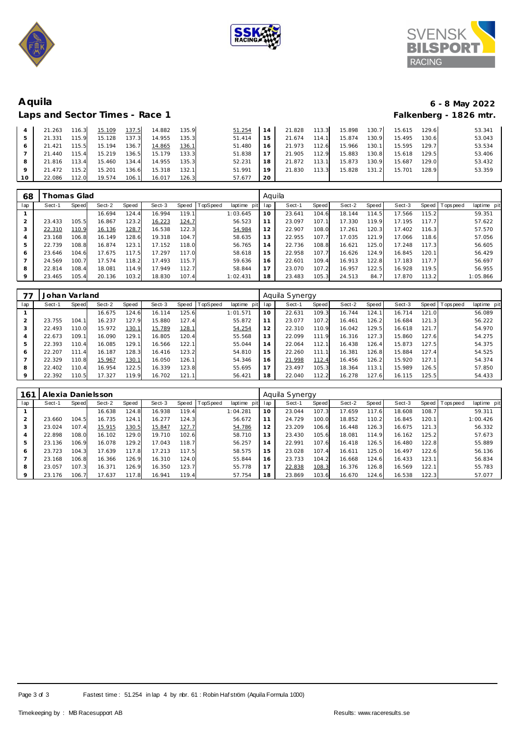# Aquila

## Laps and Sector Times - Race 1

**6 - 8 May 2022**

**Falkenberg - 1826 mtr.**

| lap | Sect-1 | Speed | Sect-2 | Speed | Sect-3 | Speed | TopSpeed | laptime pit | lap | Sect-1 | Speed | Sect-2 | Speed | Sect-3 | Speed | Topspeed | laptime pit |
|---|---|---|---|---|---|---|---|---|---|---|---|---|---|---|---|---|---|
| 4 | 21.263 | 116.3 | 15.109 | 137.5 | 14.882 | 135.9 | | 51.254 | 14 | 21.828 | 113.3 | 15.898 | 130.7 | 15.615 | 129.6 | | 53.341 |
| 5 | 21.331 | 115.9 | 15.128 | 137.3 | 14.955 | 135.3 | | 51.414 | 15 | 21.674 | 114.1 | 15.874 | 130.9 | 15.495 | 130.6 | | 53.043 |
| 6 | 21.421 | 115.5 | 15.194 | 136.7 | 14.865 | 136.1 | | 51.480 | 16 | 21.973 | 112.6 | 15.966 | 130.1 | 15.595 | 129.7 | | 53.534 |
| 7 | 21.440 | 115.4 | 15.219 | 136.5 | 15.179 | 133.3 | | 51.838 | 17 | 21.905 | 112.9 | 15.883 | 130.8 | 15.618 | 129.5 | | 53.406 |
| 8 | 21.816 | 113.4 | 15.460 | 134.4 | 14.955 | 135.3 | | 52.231 | 18 | 21.872 | 113.1 | 15.873 | 130.9 | 15.687 | 129.0 | | 53.432 |
| 9 | 21.472 | 115.2 | 15.201 | 136.6 | 15.318 | 132.1 | | 51.991 | 19 | 21.830 | 113.3 | 15.828 | 131.2 | 15.701 | 128.9 | | 53.359 |
| 10 | 22.086 | 112.0 | 19.574 | 106.1 | 16.017 | 126.3 | | 57.677 | 20 | | | | | | | | |

### 68 Thomas Glad — Aquila

| lap | Sect-1 | Speed | Sect-2 | Speed | Sect-3 | Speed | TopSpeed | laptime pit | lap | Sect-1 | Speed | Sect-2 | Speed | Sect-3 | Speed | Topspeed | laptime pit |
|---|---|---|---|---|---|---|---|---|---|---|---|---|---|---|---|---|---|
| 1 | | | 16.694 | 124.4 | 16.994 | 119.1 | | 1:03.645 | 10 | 23.641 | 104.6 | 18.144 | 114.5 | 17.566 | 115.2 | | 59.351 |
| 2 | 23.433 | 105.5 | 16.867 | 123.2 | 16.223 | 124.7 | | 56.523 | 11 | 23.097 | 107.1 | 17.330 | 119.9 | 17.195 | 117.7 | | 57.622 |
| 3 | 22.310 | 110.9 | 16.136 | 128.7 | 16.538 | 122.3 | | 54.984 | 12 | 22.907 | 108.0 | 17.261 | 120.3 | 17.402 | 116.3 | | 57.570 |
| 4 | 23.168 | 106.8 | 16.149 | 128.6 | 19.318 | 104.7 | | 58.635 | 13 | 22.955 | 107.7 | 17.035 | 121.9 | 17.066 | 118.6 | | 57.056 |
| 5 | 22.739 | 108.8 | 16.874 | 123.1 | 17.152 | 118.0 | | 56.765 | 14 | 22.736 | 108.8 | 16.621 | 125.0 | 17.248 | 117.3 | | 56.605 |
| 6 | 23.646 | 104.6 | 17.675 | 117.5 | 17.297 | 117.0 | | 58.618 | 15 | 22.958 | 107.7 | 16.626 | 124.9 | 16.845 | 120.1 | | 56.429 |
| 7 | 24.569 | 100.7 | 17.574 | 118.2 | 17.493 | 115.7 | | 59.636 | 16 | 22.601 | 109.4 | 16.913 | 122.8 | 17.183 | 117.7 | | 56.697 |
| 8 | 22.814 | 108.4 | 18.081 | 114.9 | 17.949 | 112.7 | | 58.844 | 17 | 23.070 | 107.2 | 16.957 | 122.5 | 16.928 | 119.5 | | 56.955 |
| 9 | 23.465 | 105.4 | 20.136 | 103.2 | 18.830 | 107.4 | | 1:02.431 | 18 | 23.483 | 105.3 | 24.513 | 84.7 | 17.870 | 113.2 | | 1:05.866 |

### 77 Johan Varland — Aquila Synergy

| lap | Sect-1 | Speed | Sect-2 | Speed | Sect-3 | Speed | TopSpeed | laptime pit | lap | Sect-1 | Speed | Sect-2 | Speed | Sect-3 | Speed | Topspeed | laptime pit |
|---|---|---|---|---|---|---|---|---|---|---|---|---|---|---|---|---|---|
| 1 | | | 16.675 | 124.6 | 16.114 | 125.6 | | 1:01.571 | 10 | 22.631 | 109.3 | 16.744 | 124.1 | 16.714 | 121.0 | | 56.089 |
| 2 | 23.755 | 104.1 | 16.237 | 127.9 | 15.880 | 127.4 | | 55.872 | 11 | 23.077 | 107.2 | 16.461 | 126.2 | 16.684 | 121.3 | | 56.222 |
| 3 | 22.493 | 110.0 | 15.972 | 130.1 | 15.789 | 128.1 | | 54.254 | 12 | 22.310 | 110.9 | 16.042 | 129.5 | 16.618 | 121.7 | | 54.970 |
| 4 | 22.673 | 109.1 | 16.090 | 129.1 | 16.805 | 120.4 | | 55.568 | 13 | 22.099 | 111.9 | 16.316 | 127.3 | 15.860 | 127.6 | | 54.275 |
| 5 | 22.393 | 110.4 | 16.085 | 129.1 | 16.566 | 122.1 | | 55.044 | 14 | 22.064 | 112.1 | 16.438 | 126.4 | 15.873 | 127.5 | | 54.375 |
| 6 | 22.207 | 111.4 | 16.187 | 128.3 | 16.416 | 123.2 | | 54.810 | 15 | 22.260 | 111.1 | 16.381 | 126.8 | 15.884 | 127.4 | | 54.525 |
| 7 | 22.329 | 110.8 | 15.967 | 130.1 | 16.050 | 126.1 | | 54.346 | 16 | 21.998 | 112.4 | 16.456 | 126.2 | 15.920 | 127.1 | | 54.374 |
| 8 | 22.402 | 110.4 | 16.954 | 122.5 | 16.339 | 123.8 | | 55.695 | 17 | 23.497 | 105.3 | 18.364 | 113.1 | 15.989 | 126.5 | | 57.850 |
| 9 | 22.392 | 110.5 | 17.327 | 119.9 | 16.702 | 121.1 | | 56.421 | 18 | 22.040 | 112.2 | 16.278 | 127.6 | 16.115 | 125.5 | | 54.433 |

### 161 Alexia Danielsson — Aquila Synergy

| lap | Sect-1 | Speed | Sect-2 | Speed | Sect-3 | Speed | TopSpeed | laptime pit | lap | Sect-1 | Speed | Sect-2 | Speed | Sect-3 | Speed | Topspeed | laptime pit |
|---|---|---|---|---|---|---|---|---|---|---|---|---|---|---|---|---|---|
| 1 | | | 16.638 | 124.8 | 16.938 | 119.4 | | 1:04.281 | 10 | 23.044 | 107.3 | 17.659 | 117.6 | 18.608 | 108.7 | | 59.311 |
| 2 | 23.660 | 104.5 | 16.735 | 124.1 | 16.277 | 124.3 | | 56.672 | 11 | 24.729 | 100.0 | 18.852 | 110.2 | 16.845 | 120.1 | | 1:00.426 |
| 3 | 23.024 | 107.4 | 15.915 | 130.5 | 15.847 | 127.7 | | 54.786 | 12 | 23.209 | 106.6 | 16.448 | 126.3 | 16.675 | 121.3 | | 56.332 |
| 4 | 22.898 | 108.0 | 16.102 | 129.0 | 19.710 | 102.6 | | 58.710 | 13 | 23.430 | 105.6 | 18.081 | 114.9 | 16.162 | 125.2 | | 57.673 |
| 5 | 23.136 | 106.9 | 16.078 | 129.2 | 17.043 | 118.7 | | 56.257 | 14 | 22.991 | 107.6 | 16.418 | 126.5 | 16.480 | 122.8 | | 55.889 |
| 6 | 23.723 | 104.3 | 17.639 | 117.8 | 17.213 | 117.5 | | 58.575 | 15 | 23.028 | 107.4 | 16.611 | 125.0 | 16.497 | 122.6 | | 56.136 |
| 7 | 23.168 | 106.8 | 16.366 | 126.9 | 16.310 | 124.0 | | 55.844 | 16 | 23.733 | 104.2 | 16.668 | 124.6 | 16.433 | 123.1 | | 56.834 |
| 8 | 23.057 | 107.3 | 16.371 | 126.9 | 16.350 | 123.7 | | 55.778 | 17 | 22.838 | 108.3 | 16.376 | 126.8 | 16.569 | 122.1 | | 55.783 |
| 9 | 23.176 | 106.7 | 17.637 | 117.8 | 16.941 | 119.4 | | 57.754 | 18 | 23.869 | 103.6 | 16.670 | 124.6 | 16.538 | 122.3 | | 57.077 |

Fastest time : 51.254 in lap 4 by nbr. 61 : Robin Hafström (Aquila Formula 1000)

Timekeeping by : MB Racesupport AB

Results: www.raceresults.se